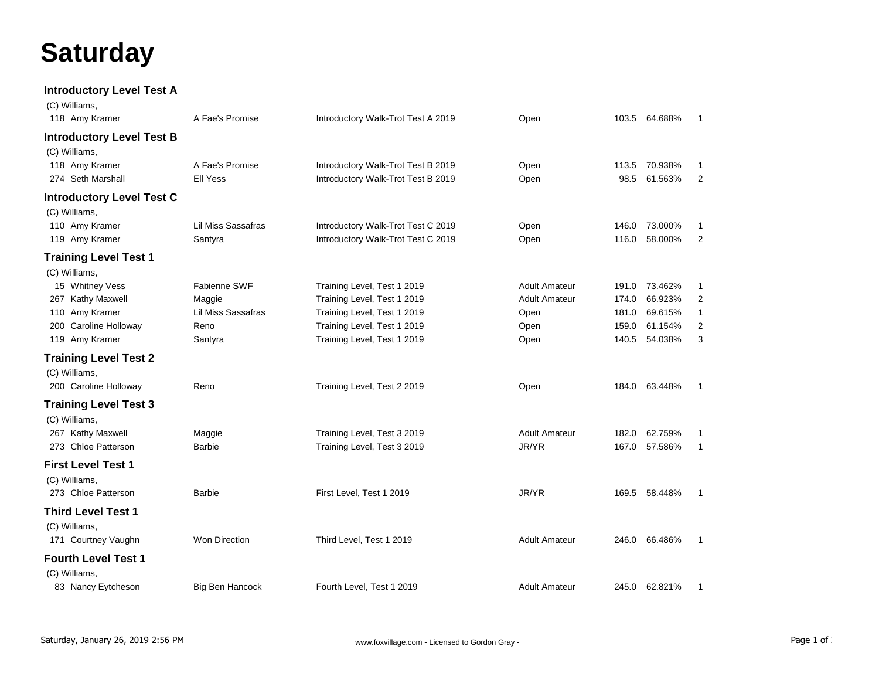# Saturday

## Introductory Level Test A

(C) Williams,

| | | | | | | |
|---|---|---|---|---|---|---|
| 118 Amy Kramer | A Fae's Promise | Introductory Walk-Trot Test A 2019 | Open | 103.5 | 64.688% | 1 |

## Introductory Level Test B

(C) Williams,

| | | | | | | |
|---|---|---|---|---|---|---|
| 118 Amy Kramer | A Fae's Promise | Introductory Walk-Trot Test B 2019 | Open | 113.5 | 70.938% | 1 |
| 274 Seth Marshall | Ell Yess | Introductory Walk-Trot Test B 2019 | Open | 98.5 | 61.563% | 2 |

## Introductory Level Test C

(C) Williams,

| | | | | | | |
|---|---|---|---|---|---|---|
| 110 Amy Kramer | Lil Miss Sassafras | Introductory Walk-Trot Test C 2019 | Open | 146.0 | 73.000% | 1 |
| 119 Amy Kramer | Santyra | Introductory Walk-Trot Test C 2019 | Open | 116.0 | 58.000% | 2 |

## Training Level Test 1

(C) Williams,

| | | | | | | |
|---|---|---|---|---|---|---|
| 15 Whitney Vess | Fabienne SWF | Training Level, Test 1 2019 | Adult Amateur | 191.0 | 73.462% | 1 |
| 267 Kathy Maxwell | Maggie | Training Level, Test 1 2019 | Adult Amateur | 174.0 | 66.923% | 2 |
| 110 Amy Kramer | Lil Miss Sassafras | Training Level, Test 1 2019 | Open | 181.0 | 69.615% | 1 |
| 200 Caroline Holloway | Reno | Training Level, Test 1 2019 | Open | 159.0 | 61.154% | 2 |
| 119 Amy Kramer | Santyra | Training Level, Test 1 2019 | Open | 140.5 | 54.038% | 3 |

## Training Level Test 2

(C) Williams,

| | | | | | | |
|---|---|---|---|---|---|---|
| 200 Caroline Holloway | Reno | Training Level, Test 2 2019 | Open | 184.0 | 63.448% | 1 |

## Training Level Test 3

(C) Williams,

| | | | | | | |
|---|---|---|---|---|---|---|
| 267 Kathy Maxwell | Maggie | Training Level, Test 3 2019 | Adult Amateur | 182.0 | 62.759% | 1 |
| 273 Chloe Patterson | Barbie | Training Level, Test 3 2019 | JR/YR | 167.0 | 57.586% | 1 |

## First Level Test 1

(C) Williams,

| | | | | | | |
|---|---|---|---|---|---|---|
| 273 Chloe Patterson | Barbie | First Level, Test 1 2019 | JR/YR | 169.5 | 58.448% | 1 |

## Third Level Test 1

(C) Williams,

| | | | | | | |
|---|---|---|---|---|---|---|
| 171 Courtney Vaughn | Won Direction | Third Level, Test 1 2019 | Adult Amateur | 246.0 | 66.486% | 1 |

## Fourth Level Test 1

(C) Williams,

| | | | | | | |
|---|---|---|---|---|---|---|
| 83 Nancy Eytcheson | Big Ben Hancock | Fourth Level, Test 1 2019 | Adult Amateur | 245.0 | 62.821% | 1 |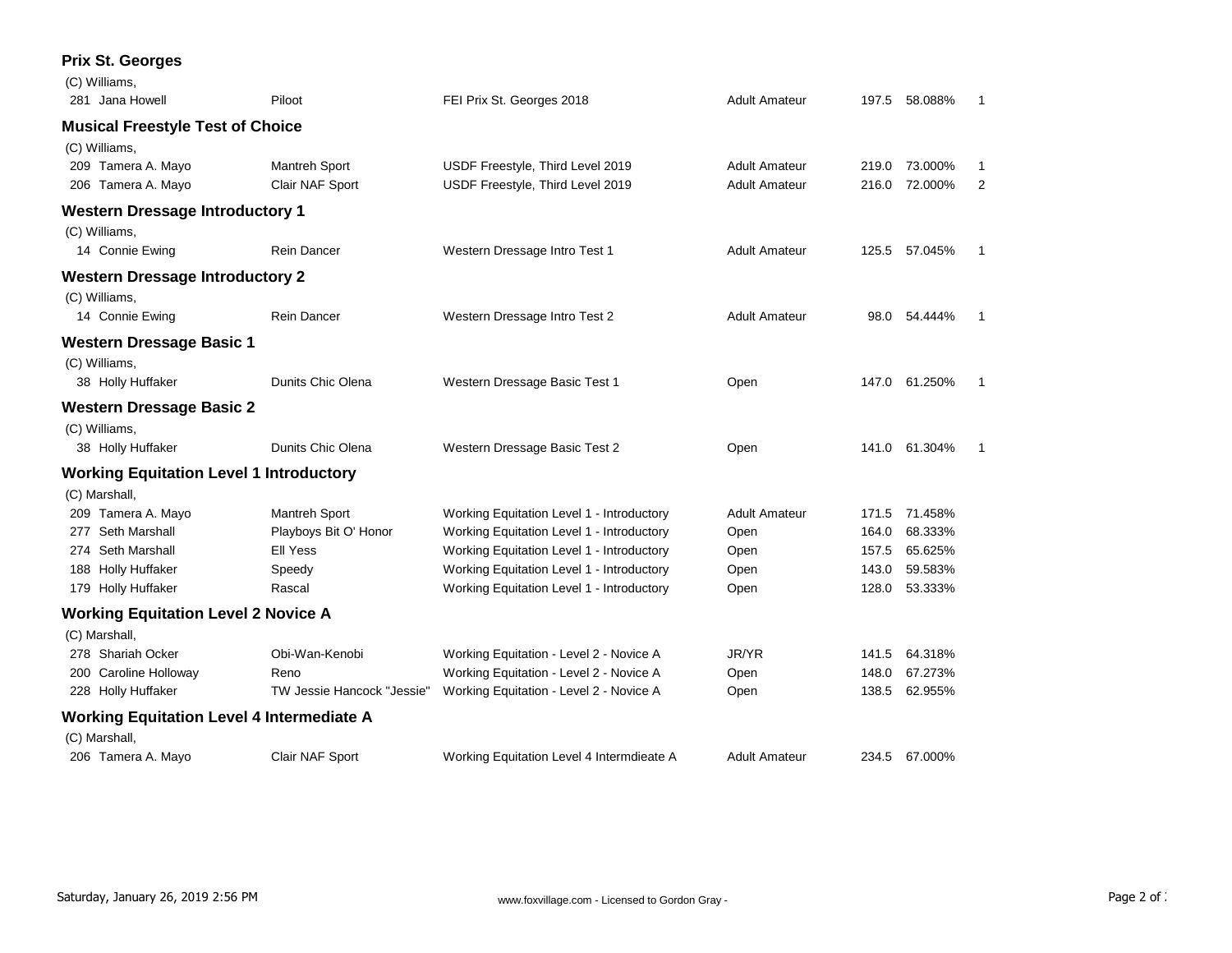## Prix St. Georges

(C) Williams,

| | | | | | | |
|---|---|---|---|---|---|---|
| 281 Jana Howell | Piloot | FEI Prix St. Georges 2018 | Adult Amateur | 197.5 | 58.088% | 1 |

## Musical Freestyle Test of Choice

(C) Williams,

| | | | | | | |
|---|---|---|---|---|---|---|
| 209 Tamera A. Mayo | Mantreh Sport | USDF Freestyle, Third Level 2019 | Adult Amateur | 219.0 | 73.000% | 1 |
| 206 Tamera A. Mayo | Clair NAF Sport | USDF Freestyle, Third Level 2019 | Adult Amateur | 216.0 | 72.000% | 2 |

## Western Dressage Introductory 1

(C) Williams,

| | | | | | | |
|---|---|---|---|---|---|---|
| 14 Connie Ewing | Rein Dancer | Western Dressage Intro Test 1 | Adult Amateur | 125.5 | 57.045% | 1 |

## Western Dressage Introductory 2

(C) Williams,

| | | | | | | |
|---|---|---|---|---|---|---|
| 14 Connie Ewing | Rein Dancer | Western Dressage Intro Test 2 | Adult Amateur | 98.0 | 54.444% | 1 |

## Western Dressage Basic 1

(C) Williams,

| | | | | | | |
|---|---|---|---|---|---|---|
| 38 Holly Huffaker | Dunits Chic Olena | Western Dressage Basic Test 1 | Open | 147.0 | 61.250% | 1 |

## Western Dressage Basic 2

(C) Williams,

| | | | | | | |
|---|---|---|---|---|---|---|
| 38 Holly Huffaker | Dunits Chic Olena | Western Dressage Basic Test 2 | Open | 141.0 | 61.304% | 1 |

## Working Equitation Level 1 Introductory

(C) Marshall,

| | | | | | |
|---|---|---|---|---|---|
| 209 Tamera A. Mayo | Mantreh Sport | Working Equitation Level 1 - Introductory | Adult Amateur | 171.5 | 71.458% |
| 277 Seth Marshall | Playboys Bit O' Honor | Working Equitation Level 1 - Introductory | Open | 164.0 | 68.333% |
| 274 Seth Marshall | Ell Yess | Working Equitation Level 1 - Introductory | Open | 157.5 | 65.625% |
| 188 Holly Huffaker | Speedy | Working Equitation Level 1 - Introductory | Open | 143.0 | 59.583% |
| 179 Holly Huffaker | Rascal | Working Equitation Level 1 - Introductory | Open | 128.0 | 53.333% |

## Working Equitation Level 2 Novice A

(C) Marshall,

| | | | | | |
|---|---|---|---|---|---|
| 278 Shariah Ocker | Obi-Wan-Kenobi | Working Equitation - Level 2 - Novice A | JR/YR | 141.5 | 64.318% |
| 200 Caroline Holloway | Reno | Working Equitation - Level 2 - Novice A | Open | 148.0 | 67.273% |
| 228 Holly Huffaker | TW Jessie Hancock "Jessie" | Working Equitation - Level 2 - Novice A | Open | 138.5 | 62.955% |

## Working Equitation Level 4 Intermediate A

(C) Marshall,

| | | | | | |
|---|---|---|---|---|---|
| 206 Tamera A. Mayo | Clair NAF Sport | Working Equitation Level 4 Intermdieate A | Adult Amateur | 234.5 | 67.000% |